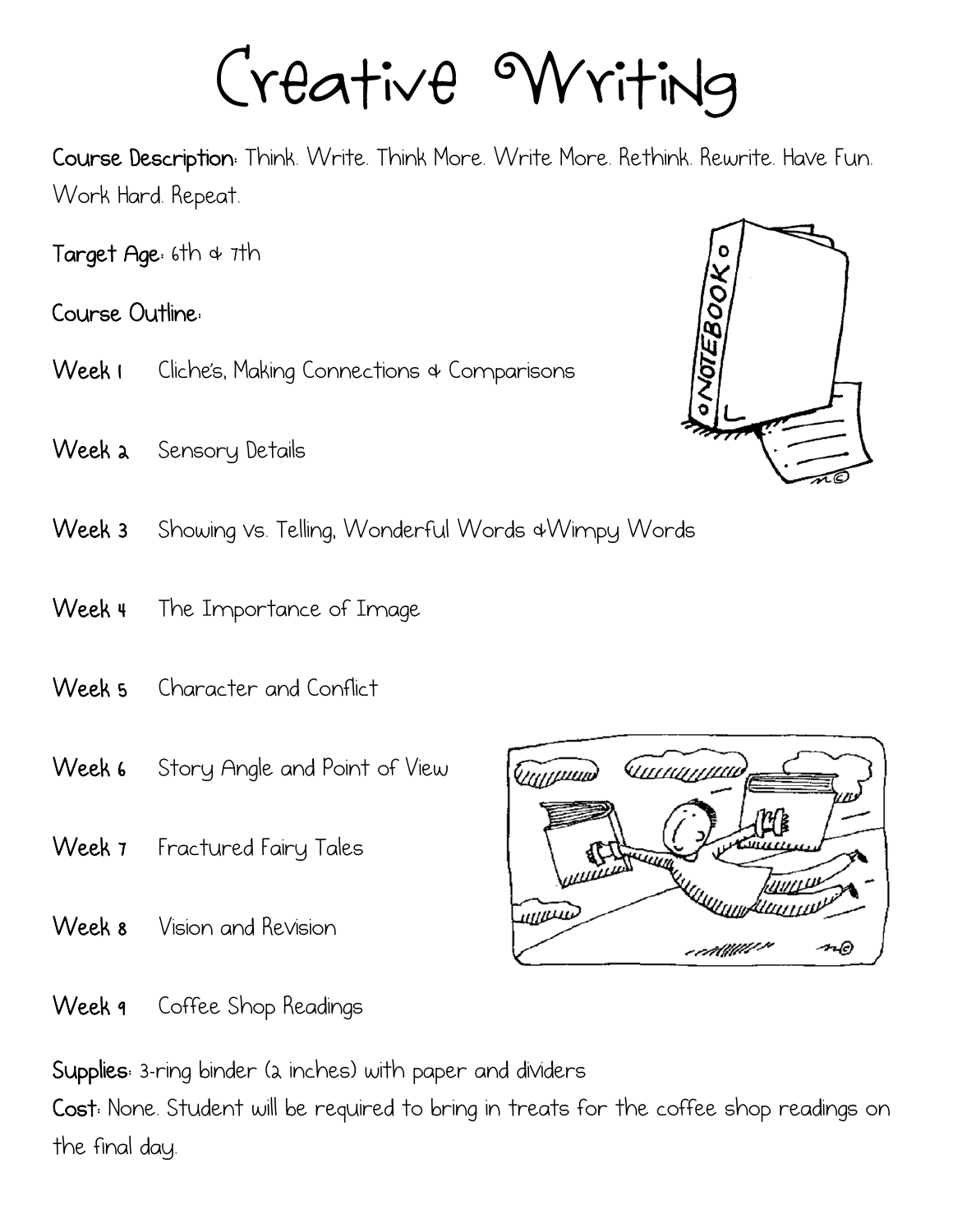# Creative Writing

**Course Description:** Think. Write. Think More. Write More. Rethink. Rewrite. Have Fun. Work Hard. Repeat.

**Target Age:** 6th & 7th

**Course Outline:**

**Week 1** Cliche's, Making Connections & Comparisons

**Week 2** Sensory Details

**Week 3** Showing vs. Telling, Wonderful Words &Wimpy Words

**Week 4** The Importance of Image

**Week 5** Character and Conflict

**Week 6** Story Angle and Point of View

**Week 7** Fractured Fairy Tales

**Week 8** Vision and Revision

**Week 9** Coffee Shop Readings

**Supplies:** 3-ring binder (2 inches) with paper and dividers

**Cost:** None. Student will be required to bring in treats for the coffee shop readings on the final day.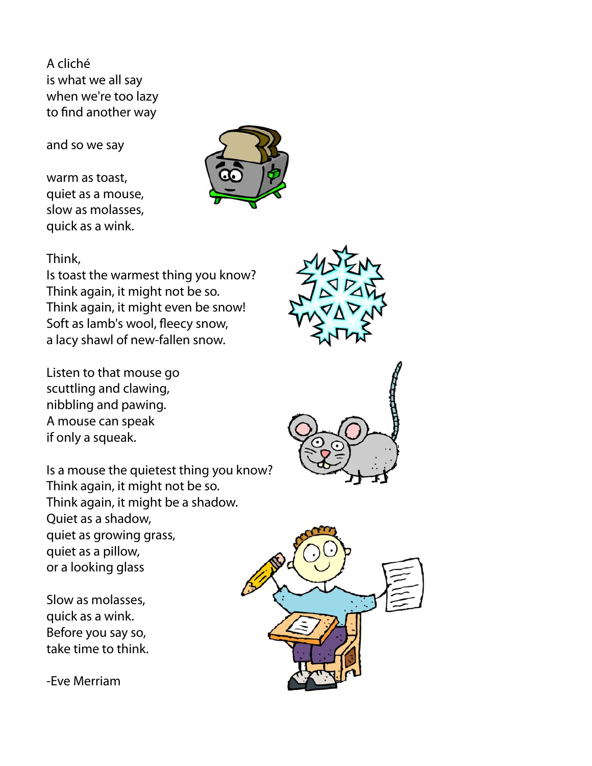A cliché
is what we all say
when we're too lazy
to find another way

and so we say

warm as toast,
quiet as a mouse,
slow as molasses,
quick as a wink.

Think,
Is toast the warmest thing you know?
Think again, it might not be so.
Think again, it might even be snow!
Soft as lamb's wool, fleecy snow,
a lacy shawl of new-fallen snow.

Listen to that mouse go
scuttling and clawing,
nibbling and pawing.
A mouse can speak
if only a squeak.

Is a mouse the quietest thing you know?
Think again, it might not be so.
Think again, it might be a shadow.
Quiet as a shadow,
quiet as growing grass,
quiet as a pillow,
or a looking glass

Slow as molasses,
quick as a wink.
Before you say so,
take time to think.

-Eve Merriam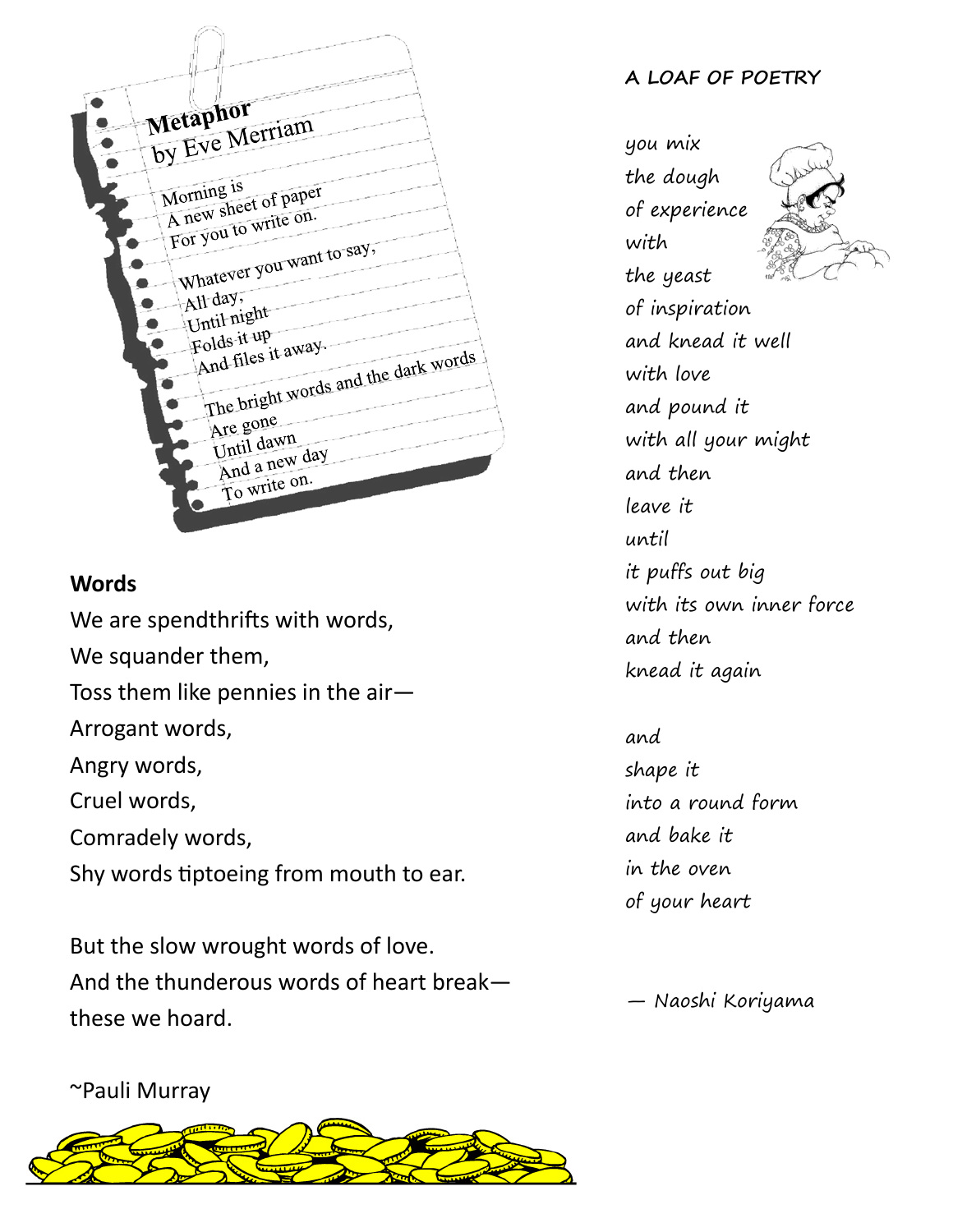## Metaphor

by Eve Merriam

Morning is  
A new sheet of paper  
For you to write on.

Whatever you want to say,  
All day,  
Until night  
Folds it up  
And files it away.

The bright words and the dark words  
Are gone  
Until dawn  
And a new day  
To write on.

## Words

We are spendthrifts with words,  
We squander them,  
Toss them like pennies in the air—  
Arrogant words,  
Angry words,  
Cruel words,  
Comradely words,  
Shy words tiptoeing from mouth to ear.

But the slow wrought words of love.  
And the thunderous words of heart break—  
these we hoard.

~Pauli Murray

## A LOAF OF POETRY

*you mix*  
*the dough*  
*of experience*  
*with*  
*the yeast*  
*of inspiration*  
*and knead it well*  
*with love*  
*and pound it*  
*with all your might*  
*and then*  
*leave it*  
*until*  
*it puffs out big*  
*with its own inner force*  
*and then*  
*knead it again*

*and*  
*shape it*  
*into a round form*  
*and bake it*  
*in the oven*  
*of your heart*

*— Naoshi Koriyama*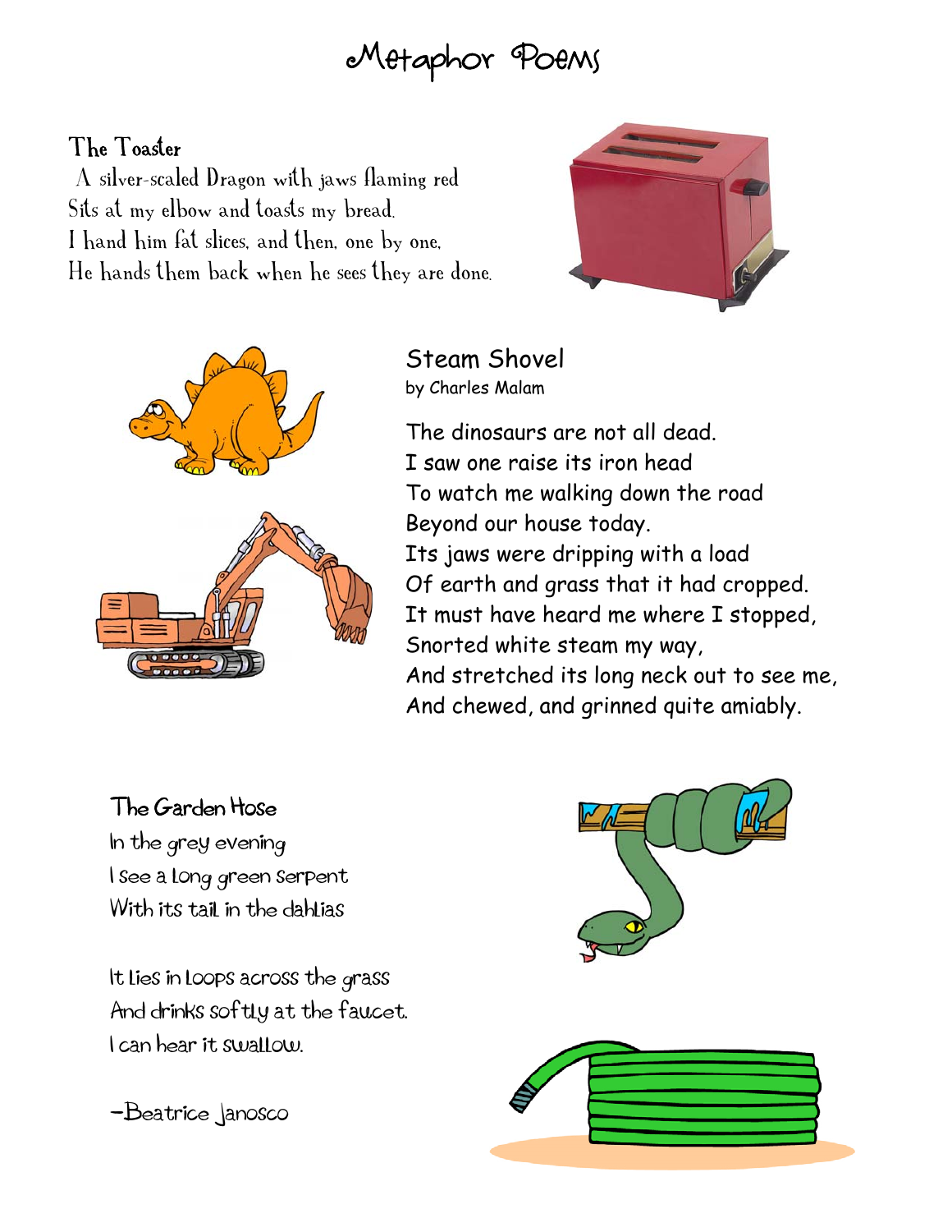# Metaphor Poems

## The Toaster

A silver-scaled Dragon with jaws flaming red
Sits at my elbow and toasts my bread.
I hand him fat slices, and then, one by one,
He hands them back when he sees they are done.

## Steam Shovel

by Charles Malam

The dinosaurs are not all dead.
I saw one raise its iron head
To watch me walking down the road
Beyond our house today.
Its jaws were dripping with a load
Of earth and grass that it had cropped.
It must have heard me where I stopped,
Snorted white steam my way,
And stretched its long neck out to see me,
And chewed, and grinned quite amiably.

## The Garden Hose

In the grey evening
I see a long green serpent
With its tail in the dahlias

It lies in loops across the grass
And drinks softly at the faucet.
I can hear it swallow.

–Beatrice Janosco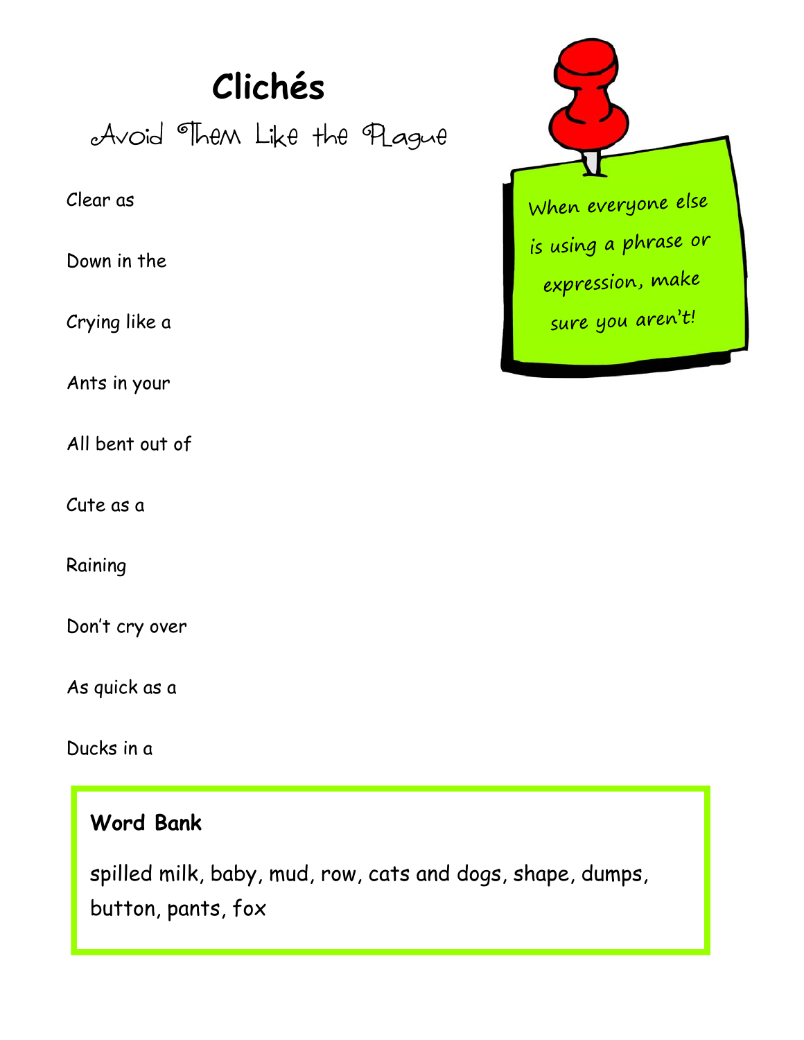# Clichés

## Avoid Them Like the Plague

Clear as

Down in the

Crying like a

Ants in your

All bent out of

Cute as a

Raining

Don't cry over

As quick as a

Ducks in a

When everyone else is using a phrase or expression, make sure you aren't!

**Word Bank**

spilled milk, baby, mud, row, cats and dogs, shape, dumps, button, pants, fox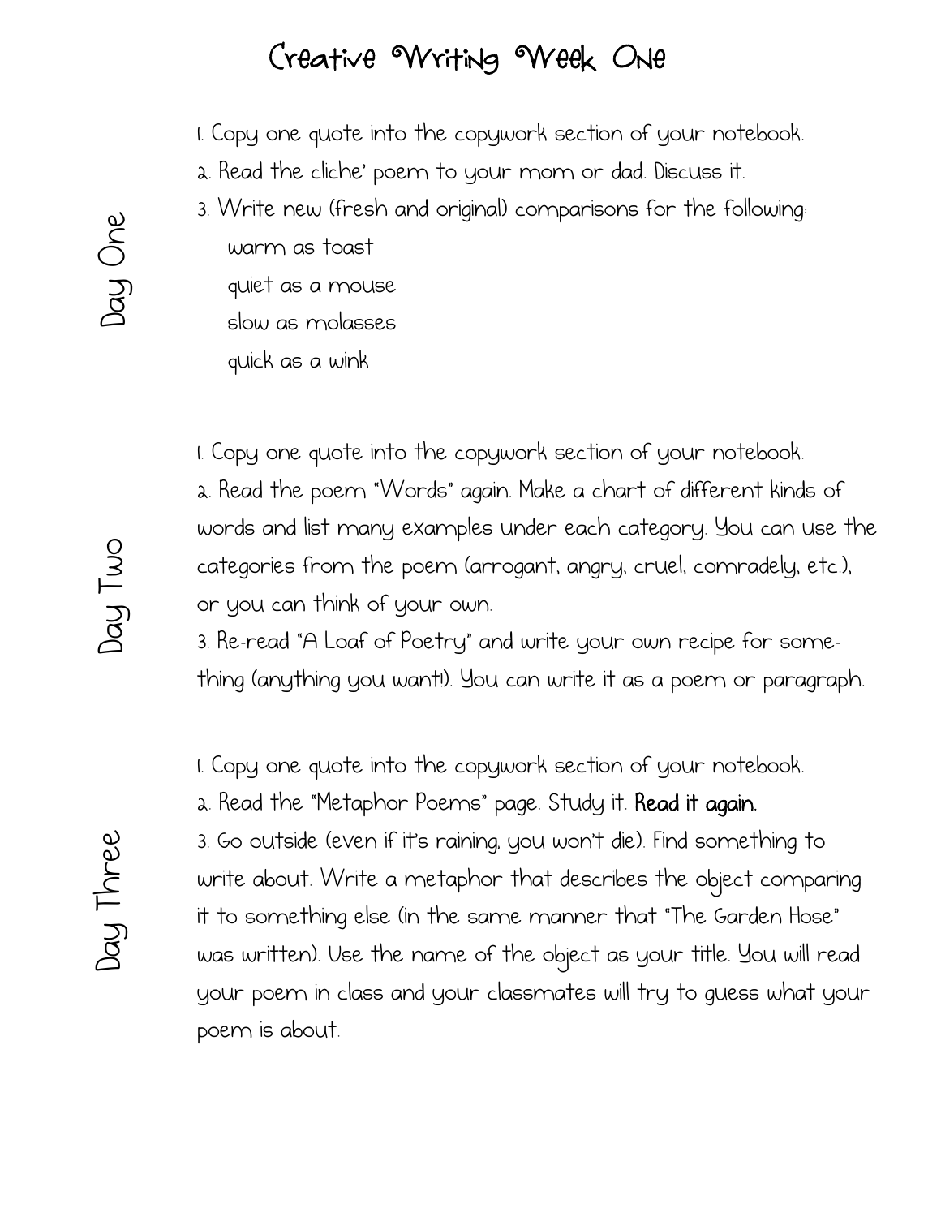# Creative Writing Week One

## Day One

1. Copy one quote into the copywork section of your notebook.
2. Read the cliche' poem to your mom or dad. Discuss it.
3. Write new (fresh and original) comparisons for the following:

   warm as toast

   quiet as a mouse

   slow as molasses

   quick as a wink

## Day Two

1. Copy one quote into the copywork section of your notebook.
2. Read the poem "Words" again. Make a chart of different kinds of words and list many examples under each category. You can use the categories from the poem (arrogant, angry, cruel, comradely, etc.), or you can think of your own.
3. Re-read "A Loaf of Poetry" and write your own recipe for something (anything you want!). You can write it as a poem or paragraph.

## Day Three

1. Copy one quote into the copywork section of your notebook.
2. Read the "Metaphor Poems" page. Study it. **Read it again.**
3. Go outside (even if it's raining, you won't die). Find something to write about. Write a metaphor that describes the object comparing it to something else (in the same manner that "The Garden Hose" was written). Use the name of the object as your title. You will read your poem in class and your classmates will try to guess what your poem is about.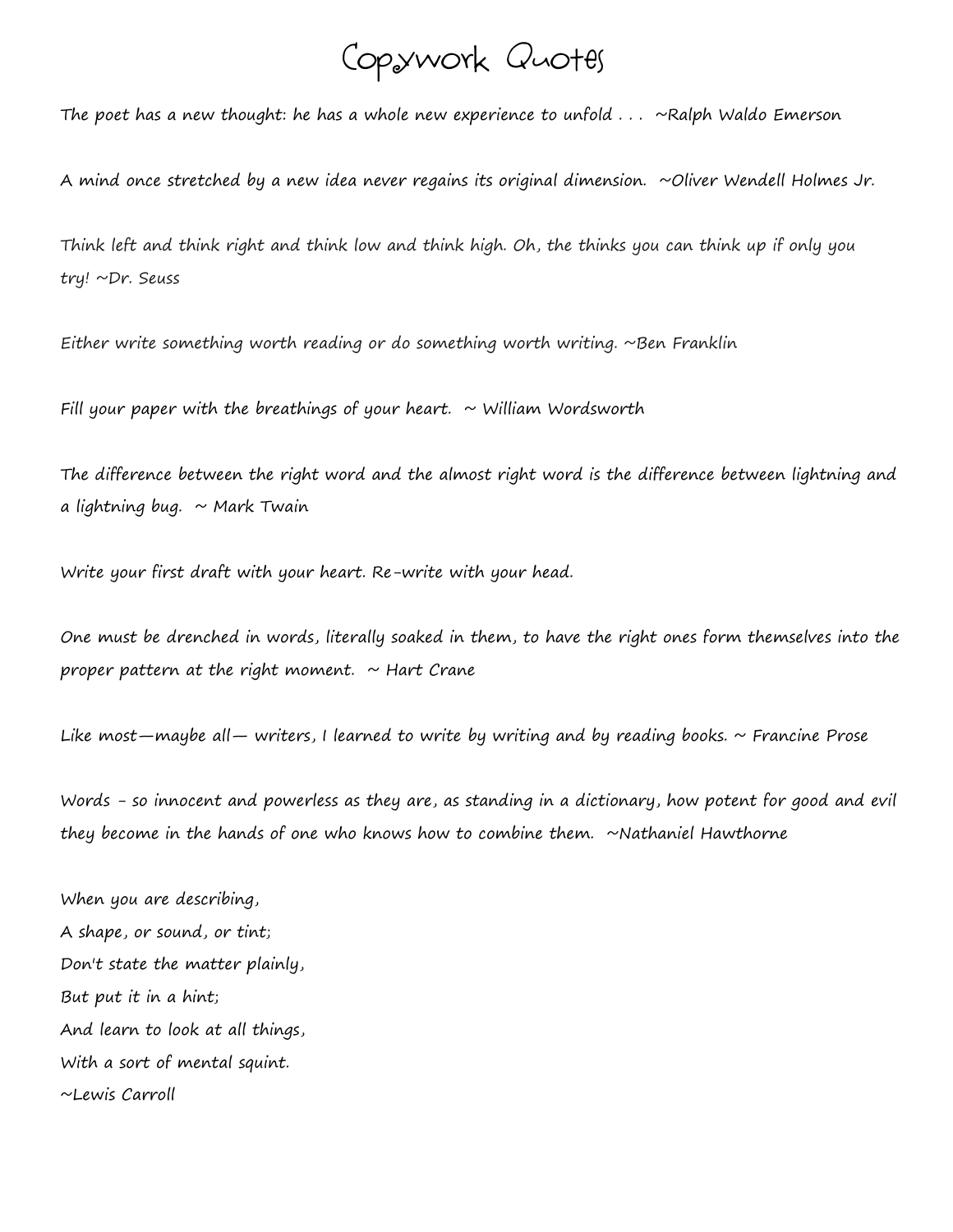# Copywork Quotes

The poet has a new thought: he has a whole new experience to unfold . . . ~Ralph Waldo Emerson

A mind once stretched by a new idea never regains its original dimension. ~Oliver Wendell Holmes Jr.

Think left and think right and think low and think high. Oh, the thinks you can think up if only you try! ~Dr. Seuss

Either write something worth reading or do something worth writing. ~Ben Franklin

Fill your paper with the breathings of your heart. ~ William Wordsworth

The difference between the right word and the almost right word is the difference between lightning and a lightning bug. ~ Mark Twain

Write your first draft with your heart. Re-write with your head.

One must be drenched in words, literally soaked in them, to have the right ones form themselves into the proper pattern at the right moment. ~ Hart Crane

Like most—maybe all— writers, I learned to write by writing and by reading books. ~ Francine Prose

Words - so innocent and powerless as they are, as standing in a dictionary, how potent for good and evil they become in the hands of one who knows how to combine them. ~Nathaniel Hawthorne

When you are describing,
A shape, or sound, or tint;
Don't state the matter plainly,
But put it in a hint;
And learn to look at all things,
With a sort of mental squint.
~Lewis Carroll